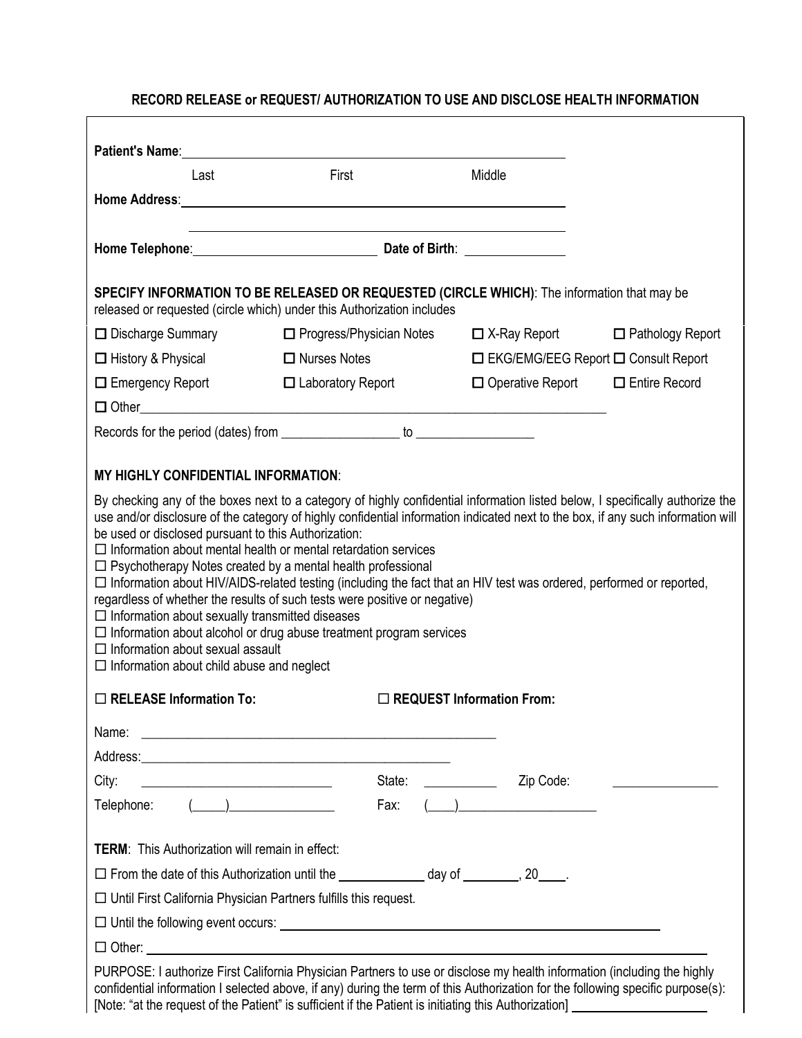## RECORD RELEASE or REQUEST/ AUTHORIZATION TO USE AND DISCLOSE HEALTH INFORMATION

**Patient's Name**: ________________________________________________

Last First Middle

**Home Address**: ________________________________________________

________________________________________________

**Home Telephone**: ____________________________ **Date of Birth**: ________________

**SPECIFY INFORMATION TO BE RELEASED OR REQUESTED (CIRCLE WHICH)**: The information that may be released or requested (circle which) under this Authorization includes

| | | | |
|---|---|---|---|
| ☐ Discharge Summary | ☐ Progress/Physician Notes | ☐ X-Ray Report | ☐ Pathology Report |
| ☐ History & Physical | ☐ Nurses Notes | ☐ EKG/EMG/EEG Report | ☐ Consult Report |
| ☐ Emergency Report | ☐ Laboratory Report | ☐ Operative Report | ☐ Entire Record |

☐ Other________________________________________________________________________

Records for the period (dates) from __________________ to __________________

**MY HIGHLY CONFIDENTIAL INFORMATION**:

By checking any of the boxes next to a category of highly confidential information listed below, I specifically authorize the use and/or disclosure of the category of highly confidential information indicated next to the box, if any such information will be used or disclosed pursuant to this Authorization:

☐ Information about mental health or mental retardation services  
☐ Psychotherapy Notes created by a mental health professional  
☐ Information about HIV/AIDS-related testing (including the fact that an HIV test was ordered, performed or reported, regardless of whether the results of such tests were positive or negative)  
☐ Information about sexually transmitted diseases  
☐ Information about alcohol or drug abuse treatment program services  
☐ Information about sexual assault  
☐ Information about child abuse and neglect

☐ **RELEASE Information To:** ☐ **REQUEST Information From:**

Name: ________________________________________________________

Address: ________________________________________________

City: ______________________________ State: ___________ Zip Code: ________________

Telephone: (_____)________________ Fax: (____)_____________________

**TERM**: This Authorization will remain in effect:

☐ From the date of this Authorization until the _____________ day of ________, 20____.

☐ Until First California Physician Partners fulfills this request.

☐ Until the following event occurs: ________________________________________________

☐ Other: ________________________________________________________________

PURPOSE: I authorize First California Physician Partners to use or disclose my health information (including the highly confidential information I selected above, if any) during the term of this Authorization for the following specific purpose(s): [Note: "at the request of the Patient" is sufficient if the Patient is initiating this Authorization] ____________________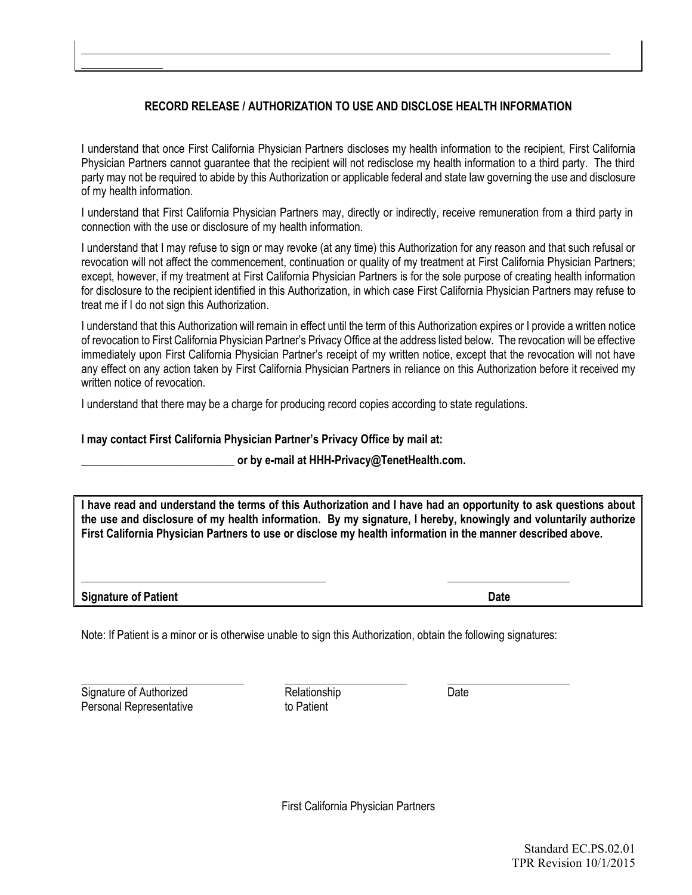## RECORD RELEASE / AUTHORIZATION TO USE AND DISCLOSE HEALTH INFORMATION

I understand that once First California Physician Partners discloses my health information to the recipient, First California Physician Partners cannot guarantee that the recipient will not redisclose my health information to a third party. The third party may not be required to abide by this Authorization or applicable federal and state law governing the use and disclosure of my health information.

I understand that First California Physician Partners may, directly or indirectly, receive remuneration from a third party in connection with the use or disclosure of my health information.

I understand that I may refuse to sign or may revoke (at any time) this Authorization for any reason and that such refusal or revocation will not affect the commencement, continuation or quality of my treatment at First California Physician Partners; except, however, if my treatment at First California Physician Partners is for the sole purpose of creating health information for disclosure to the recipient identified in this Authorization, in which case First California Physician Partners may refuse to treat me if I do not sign this Authorization.

I understand that this Authorization will remain in effect until the term of this Authorization expires or I provide a written notice of revocation to First California Physician Partner's Privacy Office at the address listed below. The revocation will be effective immediately upon First California Physician Partner's receipt of my written notice, except that the revocation will not have any effect on any action taken by First California Physician Partners in reliance on this Authorization before it received my written notice of revocation.

I understand that there may be a charge for producing record copies according to state regulations.

**I may contact First California Physician Partner's Privacy Office by mail at:**

**___________________________ or by e-mail at HHH-Privacy@TenetHealth.com.**

**I have read and understand the terms of this Authorization and I have had an opportunity to ask questions about the use and disclosure of my health information. By my signature, I hereby, knowingly and voluntarily authorize First California Physician Partners to use or disclose my health information in the manner described above.**

| | |
|---|---|
| ______________________________ | ____________________ |
| **Signature of Patient** | **Date** |

Note: If Patient is a minor or is otherwise unable to sign this Authorization, obtain the following signatures:

| | | |
|---|---|---|
| ______________________ | ____________________ | ____________________ |
| Signature of Authorized Personal Representative | Relationship to Patient | Date |

First California Physician Partners

Standard EC.PS.02.01
TPR Revision 10/1/2015